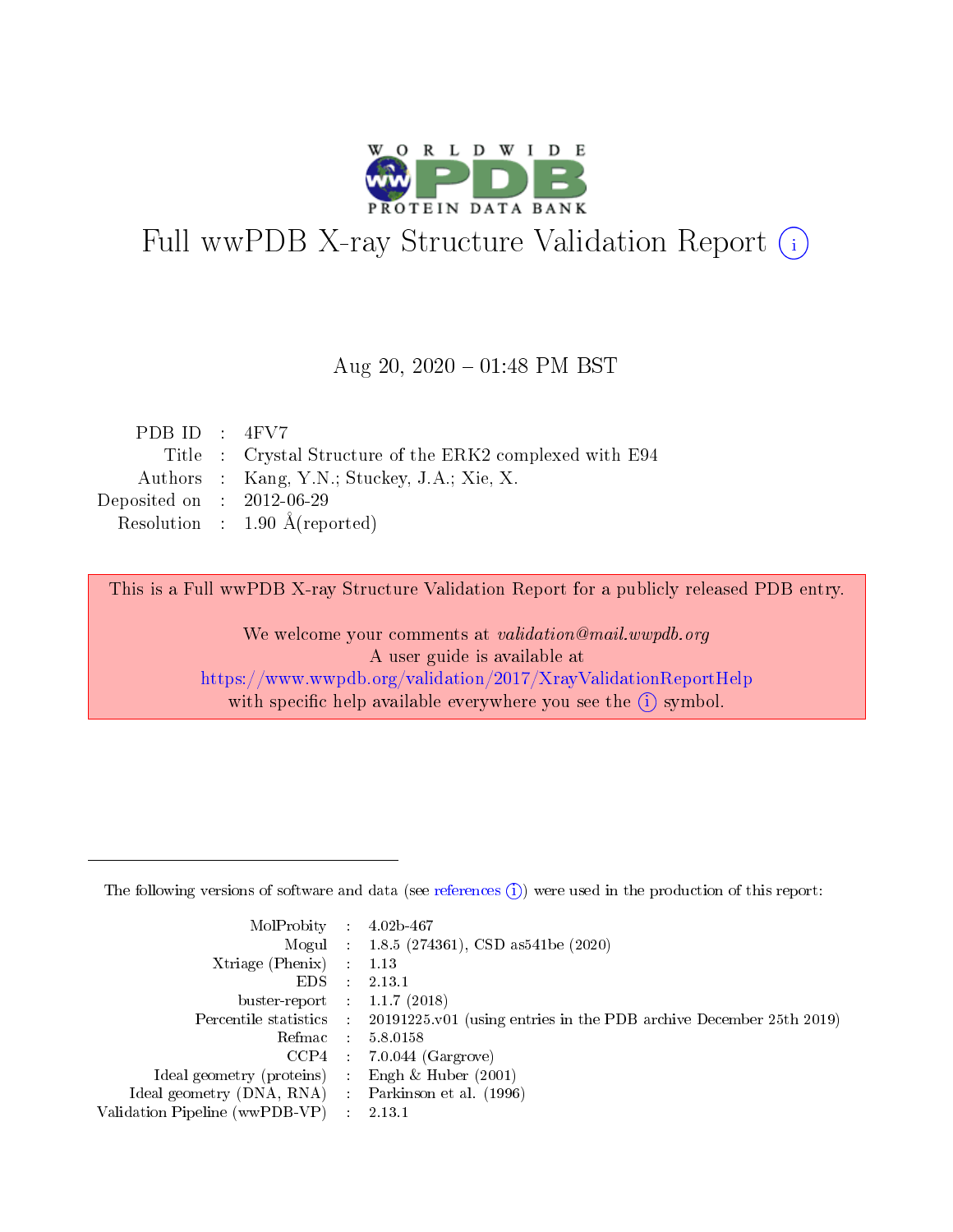# Full wwPDB X-ray Structure Validation Report (i)

Aug 20, 2020 – 01:48 PM BST

| | | |
|---|---|---|
| PDB ID | : | 4FV7 |
| Title | : | Crystal Structure of the ERK2 complexed with E94 |
| Authors | : | Kang, Y.N.; Stuckey, J.A.; Xie, X. |
| Deposited on | : | 2012-06-29 |
| Resolution | : | 1.90 Å(reported) |

This is a Full wwPDB X-ray Structure Validation Report for a publicly released PDB entry.

We welcome your comments at *validation@mail.wwpdb.org*
A user guide is available at
https://www.wwpdb.org/validation/2017/XrayValidationReportHelp
with specific help available everywhere you see the (i) symbol.

---

The following versions of software and data (see references (i)) were used in the production of this report:

| | | |
|---|---|---|
| MolProbity | : | 4.02b-467 |
| Mogul | : | 1.8.5 (274361), CSD as541be (2020) |
| Xtriage (Phenix) | : | 1.13 |
| EDS | : | 2.13.1 |
| buster-report | : | 1.1.7 (2018) |
| Percentile statistics | : | 20191225.v01 (using entries in the PDB archive December 25th 2019) |
| Refmac | : | 5.8.0158 |
| CCP4 | : | 7.0.044 (Gargrove) |
| Ideal geometry (proteins) | : | Engh & Huber (2001) |
| Ideal geometry (DNA, RNA) | : | Parkinson et al. (1996) |
| Validation Pipeline (wwPDB-VP) | : | 2.13.1 |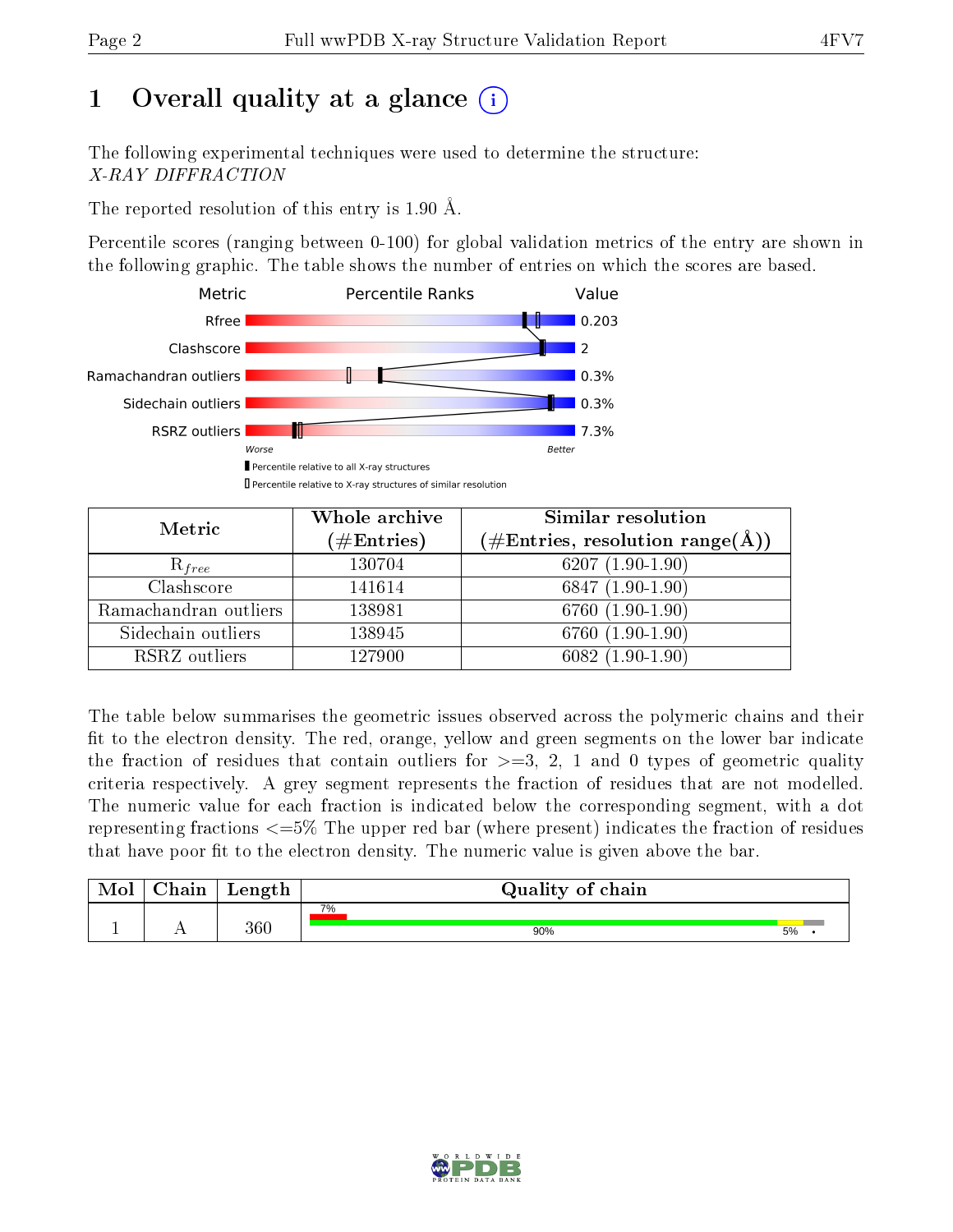# 1 Overall quality at a glance (i)

The following experimental techniques were used to determine the structure:
*X-RAY DIFFRACTION*

The reported resolution of this entry is 1.90 Å.

Percentile scores (ranging between 0-100) for global validation metrics of the entry are shown in the following graphic. The table shows the number of entries on which the scores are based.

| Metric | Value |
|---|---|
| Rfree | 0.203 |
| Clashscore | 2 |
| Ramachandran outliers | 0.3% |
| Sidechain outliers | 0.3% |
| RSRZ outliers | 7.3% |

Worse — Better

▮ Percentile relative to all X-ray structures
▯ Percentile relative to X-ray structures of similar resolution

| Metric | Whole archive (#Entries) | Similar resolution (#Entries, resolution range(Å)) |
|---|---|---|
| $R_{free}$ | 130704 | 6207 (1.90-1.90) |
| Clashscore | 141614 | 6847 (1.90-1.90) |
| Ramachandran outliers | 138981 | 6760 (1.90-1.90) |
| Sidechain outliers | 138945 | 6760 (1.90-1.90) |
| RSRZ outliers | 127900 | 6082 (1.90-1.90) |

The table below summarises the geometric issues observed across the polymeric chains and their fit to the electron density. The red, orange, yellow and green segments on the lower bar indicate the fraction of residues that contain outliers for >=3, 2, 1 and 0 types of geometric quality criteria respectively. A grey segment represents the fraction of residues that are not modelled. The numeric value for each fraction is indicated below the corresponding segment, with a dot representing fractions <=5% The upper red bar (where present) indicates the fraction of residues that have poor fit to the electron density. The numeric value is given above the bar.

| Mol | Chain | Length | Quality of chain |
|---|---|---|---|
| 1 | A | 360 | 7% (poor fit); 90% green, 5% yellow, • grey |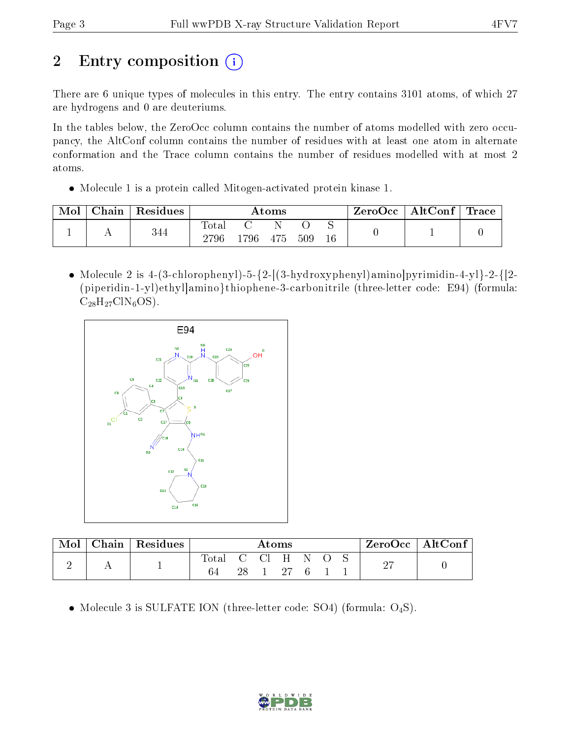# 2 Entry composition (i)

There are 6 unique types of molecules in this entry. The entry contains 3101 atoms, of which 27 are hydrogens and 0 are deuteriums.

In the tables below, the ZeroOcc column contains the number of atoms modelled with zero occupancy, the AltConf column contains the number of residues with at least one atom in alternate conformation and the Trace column contains the number of residues modelled with at most 2 atoms.

- Molecule 1 is a protein called Mitogen-activated protein kinase 1.

| Mol | Chain | Residues | Atoms | | | | | ZeroOcc | AltConf | Trace |
|---|---|---|---|---|---|---|---|---|---|---|
| 1 | A | 344 | Total<br>2796 | C<br>1796 | N<br>475 | O<br>509 | S<br>16 | 0 | 1 | 0 |

- Molecule 2 is 4-(3-chlorophenyl)-5-{2-[(3-hydroxyphenyl)amino]pyrimidin-4-yl}-2-{[2-(piperidin-1-yl)ethyl]amino}thiophene-3-carbonitrile (three-letter code: E94) (formula: $C_{28}H_{27}ClN_6OS$).

| Mol | Chain | Residues | Atoms | | | | | | | ZeroOcc | AltConf |
|---|---|---|---|---|---|---|---|---|---|---|---|
| 2 | A | 1 | Total<br>64 | C<br>28 | Cl<br>1 | H<br>27 | N<br>6 | O<br>1 | S<br>1 | 27 | 0 |

- Molecule 3 is SULFATE ION (three-letter code: SO4) (formula: $O_4S$).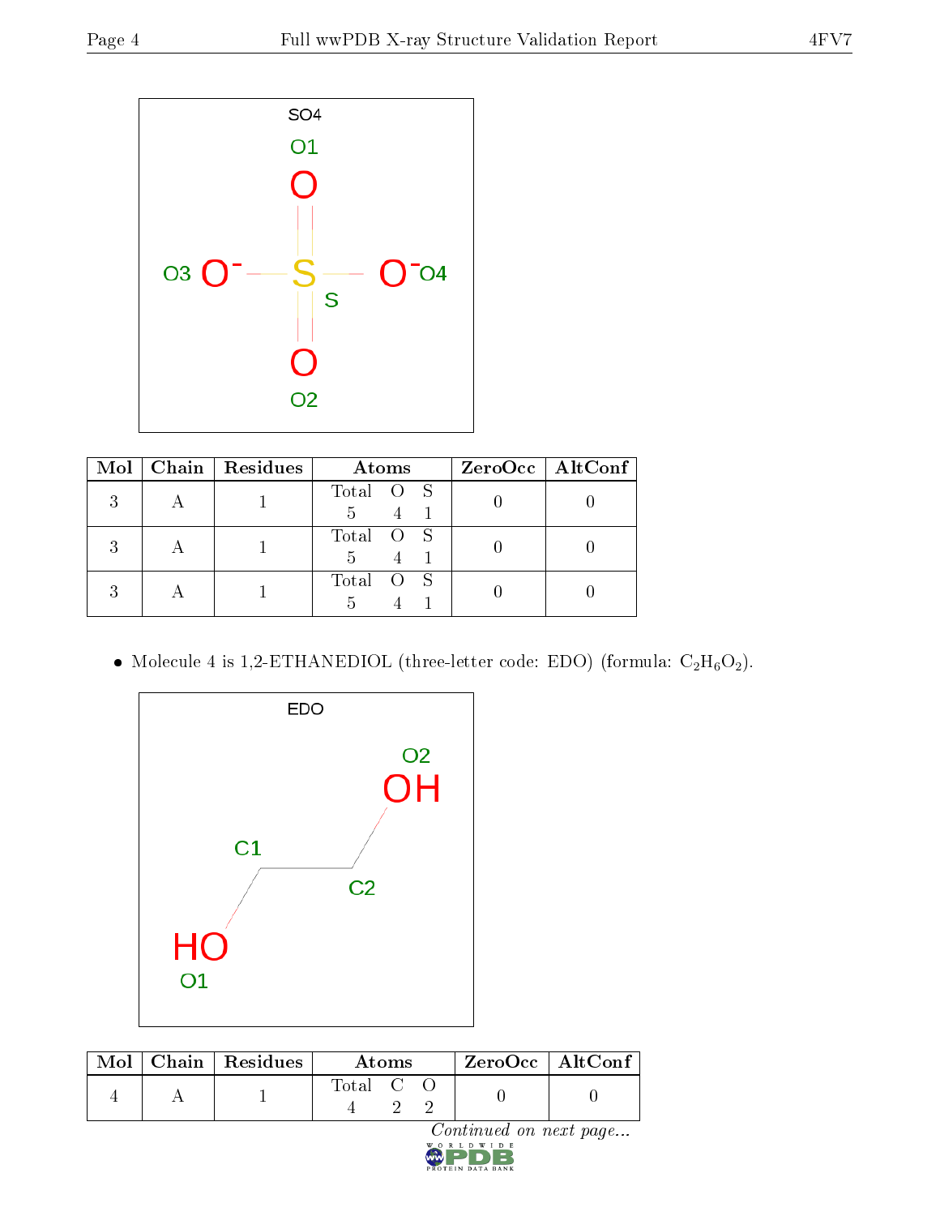| Mol | Chain | Residues | Atoms | ZeroOcc | AltConf |
|---|---|---|---|---|---|
| 3 | A | 1 | Total O S<br>5 4 1 | 0 | 0 |
| 3 | A | 1 | Total O S<br>5 4 1 | 0 | 0 |
| 3 | A | 1 | Total O S<br>5 4 1 | 0 | 0 |

- Molecule 4 is 1,2-ETHANEDIOL (three-letter code: EDO) (formula: $C_2H_6O_2$).

| Mol | Chain | Residues | Atoms | ZeroOcc | AltConf |
|---|---|---|---|---|---|
| 4 | A | 1 | Total C O<br>4 2 2 | 0 | 0 |

*Continued on next page...*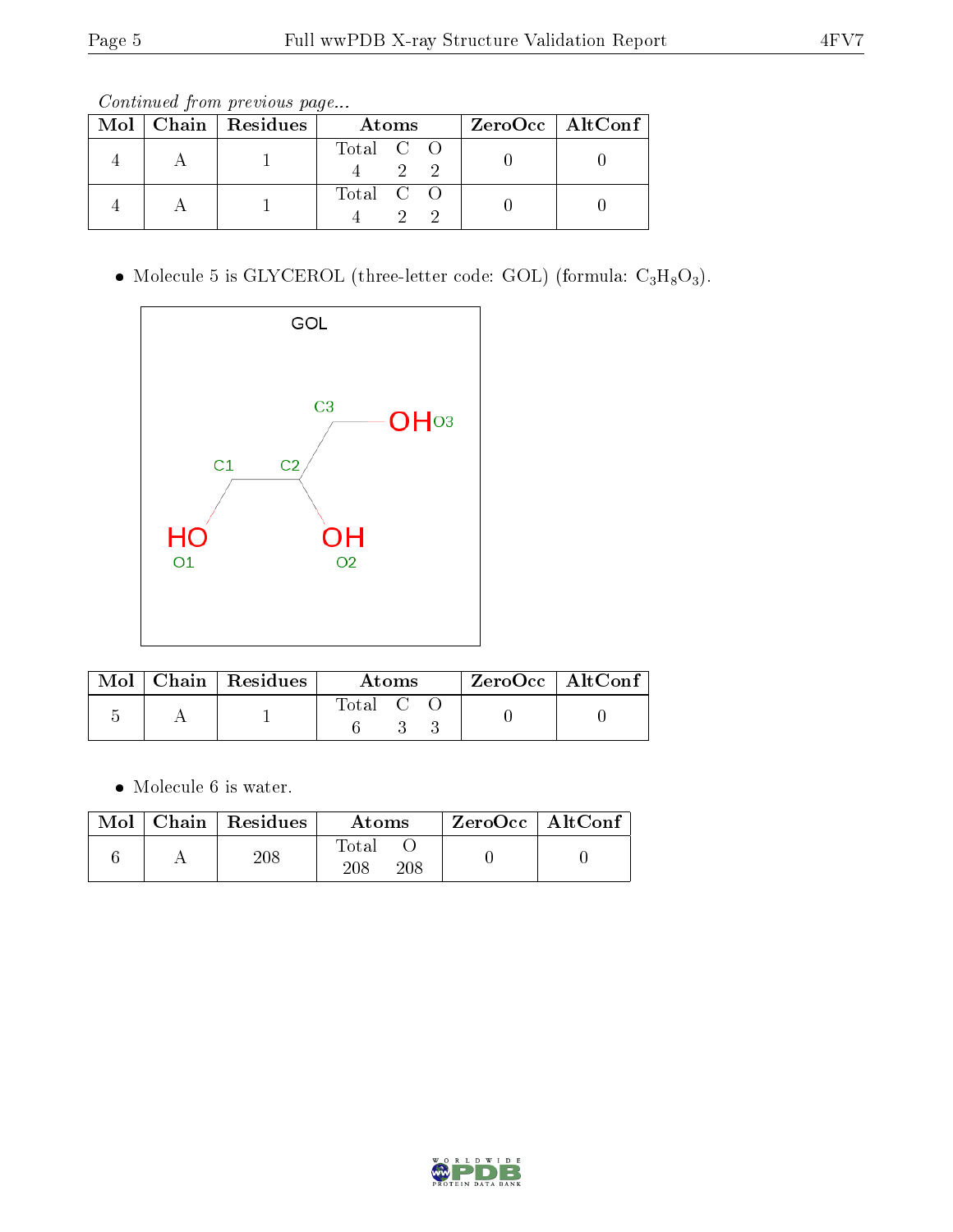*Continued from previous page...*

| Mol | Chain | Residues | Atoms | | | ZeroOcc | AltConf |
|---|---|---|---|---|---|---|---|
| 4 | A | 1 | Total 4 | C 2 | O 2 | 0 | 0 |
| 4 | A | 1 | Total 4 | C 2 | O 2 | 0 | 0 |

- Molecule 5 is GLYCEROL (three-letter code: GOL) (formula: $C_3H_8O_3$).

| Mol | Chain | Residues | Atoms | | | ZeroOcc | AltConf |
|---|---|---|---|---|---|---|---|
| 5 | A | 1 | Total 6 | C 3 | O 3 | 0 | 0 |

- Molecule 6 is water.

| Mol | Chain | Residues | Atoms | | ZeroOcc | AltConf |
|---|---|---|---|---|---|---|
| 6 | A | 208 | Total 208 | O 208 | 0 | 0 |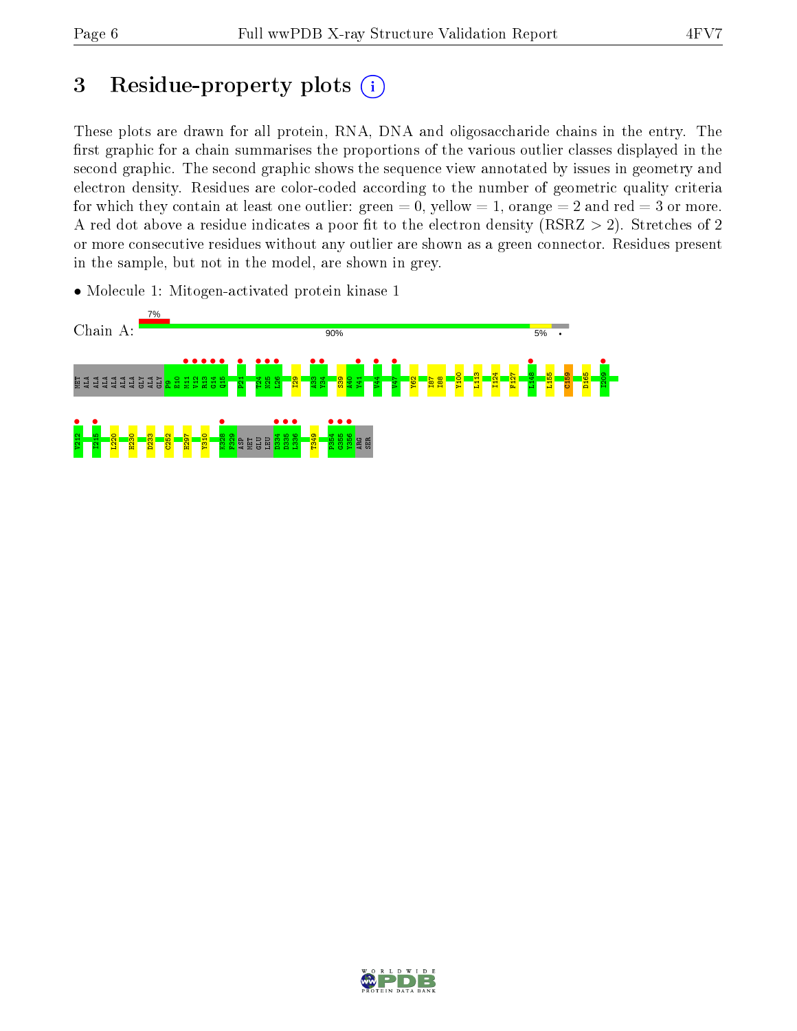# 3 Residue-property plots

These plots are drawn for all protein, RNA, DNA and oligosaccharide chains in the entry. The first graphic for a chain summarises the proportions of the various outlier classes displayed in the second graphic. The second graphic shows the sequence view annotated by issues in geometry and electron density. Residues are color-coded according to the number of geometric quality criteria for which they contain at least one outlier: green = 0, yellow = 1, orange = 2 and red = 3 or more. A red dot above a residue indicates a poor fit to the electron density (RSRZ > 2). Stretches of 2 or more consecutive residues without any outlier are shown as a green connector. Residues present in the sample, but not in the model, are shown in grey.

- Molecule 1: Mitogen-activated protein kinase 1

Chain A: 7% | 90% | 5% | •

MET ALA ALA ALA ALA ALA GLY ALA GLY P9 E10 M11 V12 R13 G14 Q15 P21 T24 N25 L26 I29 A33 Y34 S39 A40 Y41 V44 V47 Y62 I87 I88 Y100 L113 I124 F127 L148 L155 C159 D165 I209 V212 I215 L220 H230 D233 C252 H297 Y310 K328 F329 ASP MET GLU LEU D334 D335 L336 T349 P354 G355 Y356 ARG SER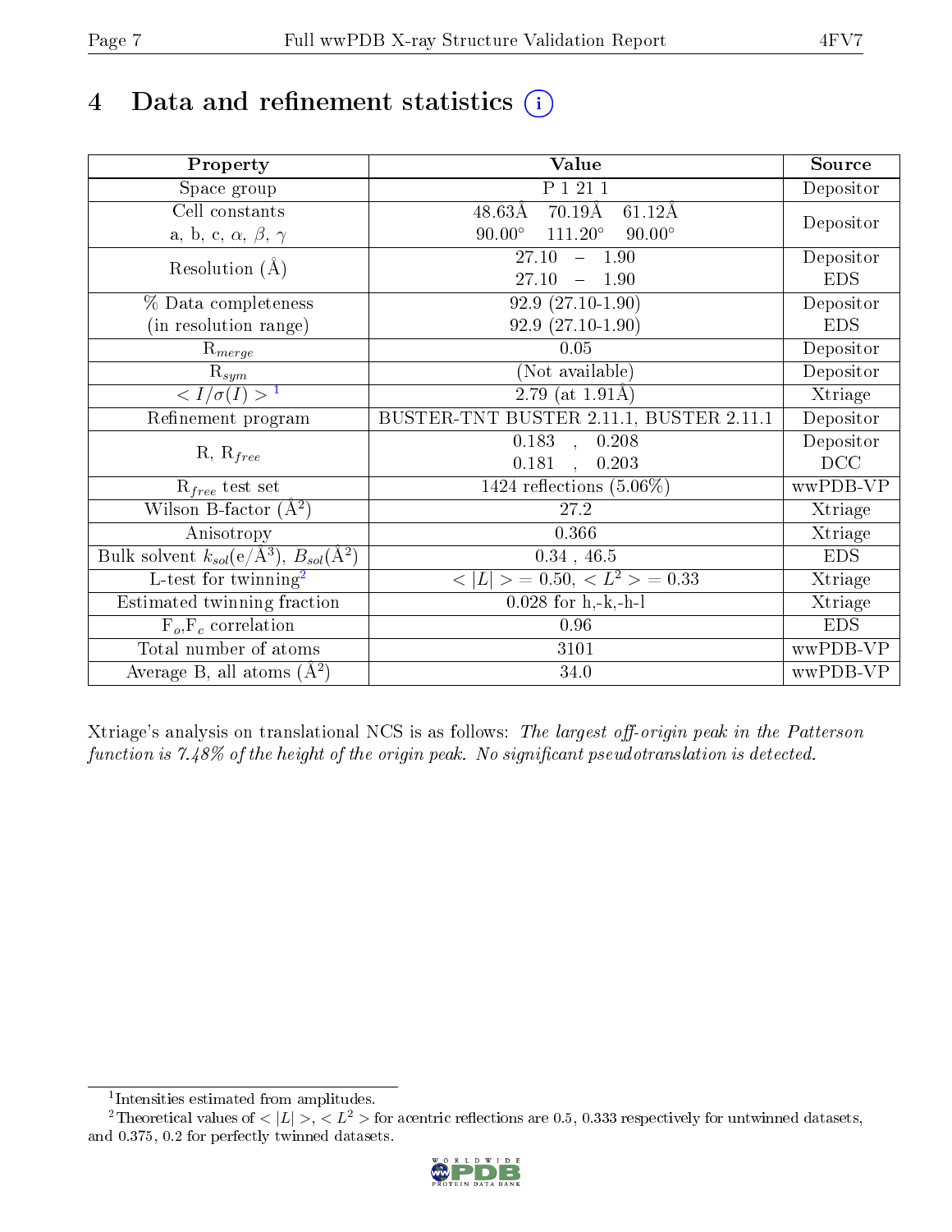# 4 Data and refinement statistics (i)

| Property | Value | Source |
|---|---|---|
| Space group | P 1 21 1 | Depositor |
| Cell constants<br>a, b, c, $\alpha$, $\beta$, $\gamma$ | 48.63Å 70.19Å 61.12Å<br>90.00° 111.20° 90.00° | Depositor |
| Resolution (Å) | 27.10 – 1.90<br>27.10 – 1.90 | Depositor<br>EDS |
| % Data completeness<br>(in resolution range) | 92.9 (27.10-1.90)<br>92.9 (27.10-1.90) | Depositor<br>EDS |
| $R_{merge}$ | 0.05 | Depositor |
| $R_{sym}$ | (Not available) | Depositor |
| $< I/\sigma(I) >$ [1] | 2.79 (at 1.91Å) | Xtriage |
| Refinement program | BUSTER-TNT BUSTER 2.11.1, BUSTER 2.11.1 | Depositor |
| R, $R_{free}$ | 0.183 , 0.208<br>0.181 , 0.203 | Depositor<br>DCC |
| $R_{free}$ test set | 1424 reflections (5.06%) | wwPDB-VP |
| Wilson B-factor (Å$^2$) | 27.2 | Xtriage |
| Anisotropy | 0.366 | Xtriage |
| Bulk solvent $k_{sol}$(e/Å$^3$), $B_{sol}$(Å$^2$) | 0.34 , 46.5 | EDS |
| L-test for twinning[2] | $< \|L\| > = 0.50$, $< L^2 > = 0.33$ | Xtriage |
| Estimated twinning fraction | 0.028 for h,-k,-h-l | Xtriage |
| $F_o$,$F_c$ correlation | 0.96 | EDS |
| Total number of atoms | 3101 | wwPDB-VP |
| Average B, all atoms (Å$^2$) | 34.0 | wwPDB-VP |

Xtriage's analysis on translational NCS is as follows: *The largest off-origin peak in the Patterson function is 7.48% of the height of the origin peak. No significant pseudotranslation is detected.*

[1] Intensities estimated from amplitudes.

[2] Theoretical values of $< |L| >$, $< L^2 >$ for acentric reflections are 0.5, 0.333 respectively for untwinned datasets, and 0.375, 0.2 for perfectly twinned datasets.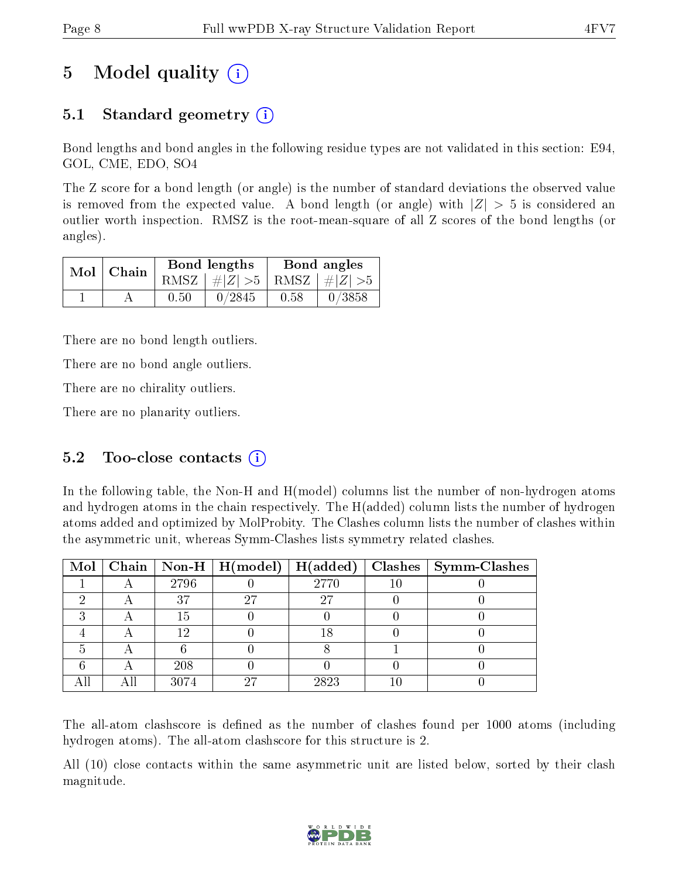# 5 Model quality

## 5.1 Standard geometry

Bond lengths and bond angles in the following residue types are not validated in this section: E94, GOL, CME, EDO, SO4

The Z score for a bond length (or angle) is the number of standard deviations the observed value is removed from the expected value. A bond length (or angle) with $|Z| > 5$ is considered an outlier worth inspection. RMSZ is the root-mean-square of all Z scores of the bond lengths (or angles).

| Mol | Chain | Bond lengths | | Bond angles | |
|---|---|---|---|---|---|
| | | RMSZ | $\#\|Z\| > 5$ | RMSZ | $\#\|Z\| > 5$ |
| 1 | A | 0.50 | 0/2845 | 0.58 | 0/3858 |

There are no bond length outliers.

There are no bond angle outliers.

There are no chirality outliers.

There are no planarity outliers.

## 5.2 Too-close contacts

In the following table, the Non-H and H(model) columns list the number of non-hydrogen atoms and hydrogen atoms in the chain respectively. The H(added) column lists the number of hydrogen atoms added and optimized by MolProbity. The Clashes column lists the number of clashes within the asymmetric unit, whereas Symm-Clashes lists symmetry related clashes.

| Mol | Chain | Non-H | H(model) | H(added) | Clashes | Symm-Clashes |
|---|---|---|---|---|---|---|
| 1 | A | 2796 | 0 | 2770 | 10 | 0 |
| 2 | A | 37 | 27 | 27 | 0 | 0 |
| 3 | A | 15 | 0 | 0 | 0 | 0 |
| 4 | A | 12 | 0 | 18 | 0 | 0 |
| 5 | A | 6 | 0 | 8 | 1 | 0 |
| 6 | A | 208 | 0 | 0 | 0 | 0 |
| All | All | 3074 | 27 | 2823 | 10 | 0 |

The all-atom clashscore is defined as the number of clashes found per 1000 atoms (including hydrogen atoms). The all-atom clashscore for this structure is 2.

All (10) close contacts within the same asymmetric unit are listed below, sorted by their clash magnitude.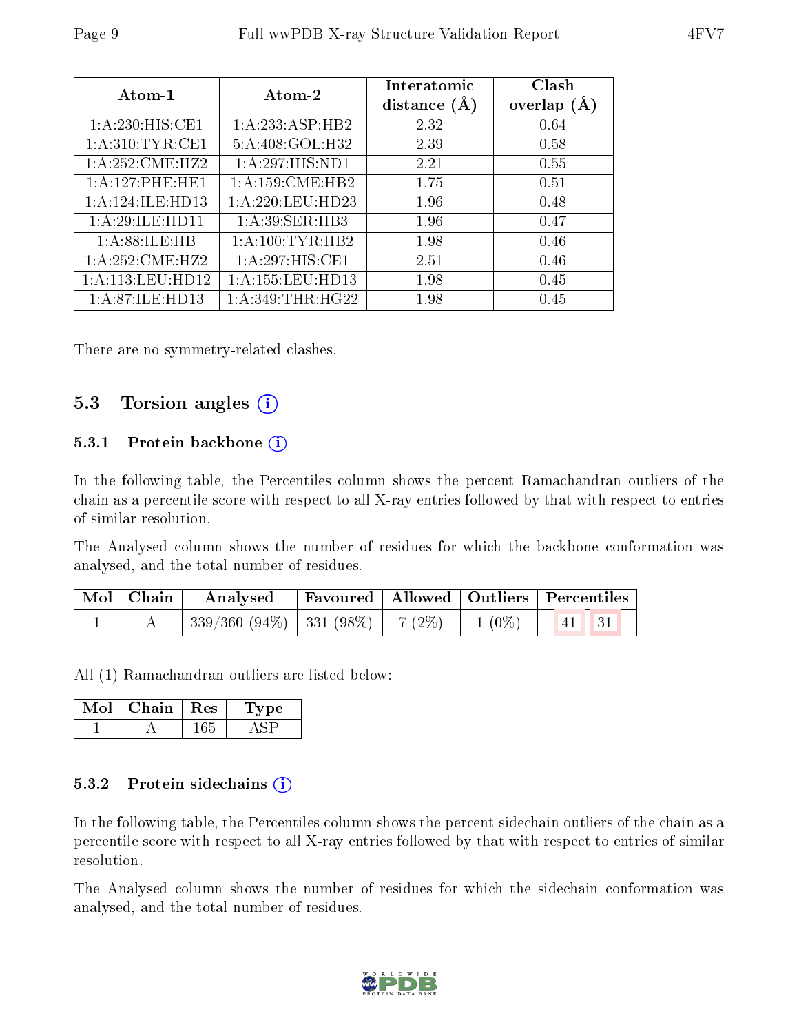| Atom-1 | Atom-2 | Interatomic distance (Å) | Clash overlap (Å) |
|---|---|---|---|
| 1:A:230:HIS:CE1 | 1:A:233:ASP:HB2 | 2.32 | 0.64 |
| 1:A:310:TYR:CE1 | 5:A:408:GOL:H32 | 2.39 | 0.58 |
| 1:A:252:CME:HZ2 | 1:A:297:HIS:ND1 | 2.21 | 0.55 |
| 1:A:127:PHE:HE1 | 1:A:159:CME:HB2 | 1.75 | 0.51 |
| 1:A:124:ILE:HD13 | 1:A:220:LEU:HD23 | 1.96 | 0.48 |
| 1:A:29:ILE:HD11 | 1:A:39:SER:HB3 | 1.96 | 0.47 |
| 1:A:88:ILE:HB | 1:A:100:TYR:HB2 | 1.98 | 0.46 |
| 1:A:252:CME:HZ2 | 1:A:297:HIS:CE1 | 2.51 | 0.46 |
| 1:A:113:LEU:HD12 | 1:A:155:LEU:HD13 | 1.98 | 0.45 |
| 1:A:87:ILE:HD13 | 1:A:349:THR:HG22 | 1.98 | 0.45 |

There are no symmetry-related clashes.

## 5.3 Torsion angles

### 5.3.1 Protein backbone

In the following table, the Percentiles column shows the percent Ramachandran outliers of the chain as a percentile score with respect to all X-ray entries followed by that with respect to entries of similar resolution.

The Analysed column shows the number of residues for which the backbone conformation was analysed, and the total number of residues.

| Mol | Chain | Analysed | Favoured | Allowed | Outliers | Percentiles | |
|---|---|---|---|---|---|---|---|
| 1 | A | 339/360 (94%) | 331 (98%) | 7 (2%) | 1 (0%) | 41 | 31 |

All (1) Ramachandran outliers are listed below:

| Mol | Chain | Res | Type |
|---|---|---|---|
| 1 | A | 165 | ASP |

### 5.3.2 Protein sidechains

In the following table, the Percentiles column shows the percent sidechain outliers of the chain as a percentile score with respect to all X-ray entries followed by that with respect to entries of similar resolution.

The Analysed column shows the number of residues for which the sidechain conformation was analysed, and the total number of residues.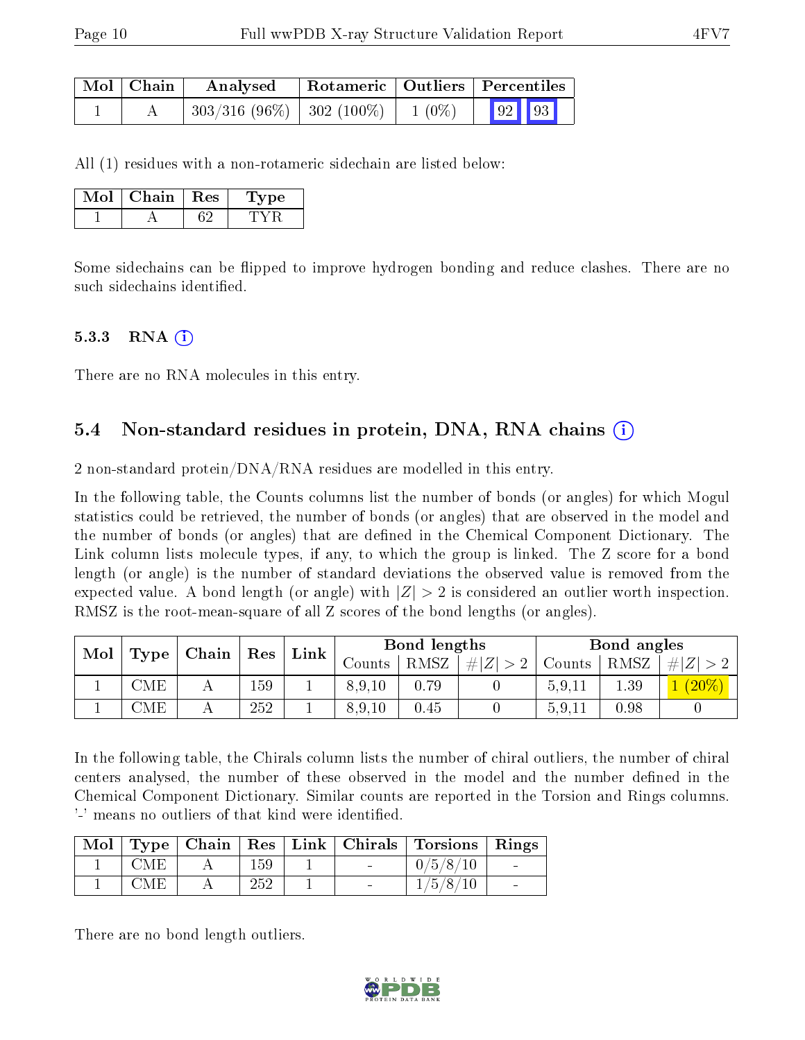| Mol | Chain | Analysed | Rotameric | Outliers | Percentiles | |
|---|---|---|---|---|---|---|
| 1 | A | 303/316 (96%) | 302 (100%) | 1 (0%) | 92 | 93 |

All (1) residues with a non-rotameric sidechain are listed below:

| Mol | Chain | Res | Type |
|---|---|---|---|
| 1 | A | 62 | TYR |

Some sidechains can be flipped to improve hydrogen bonding and reduce clashes. There are no such sidechains identified.

### 5.3.3 RNA

There are no RNA molecules in this entry.

## 5.4 Non-standard residues in protein, DNA, RNA chains

2 non-standard protein/DNA/RNA residues are modelled in this entry.

In the following table, the Counts columns list the number of bonds (or angles) for which Mogul statistics could be retrieved, the number of bonds (or angles) that are observed in the model and the number of bonds (or angles) that are defined in the Chemical Component Dictionary. The Link column lists molecule types, if any, to which the group is linked. The Z score for a bond length (or angle) is the number of standard deviations the observed value is removed from the expected value. A bond length (or angle) with $|Z| > 2$ is considered an outlier worth inspection. RMSZ is the root-mean-square of all Z scores of the bond lengths (or angles).

| Mol | Type | Chain | Res | Link | Bond lengths | | | Bond angles | | |
|---|---|---|---|---|---|---|---|---|---|---|
| | | | | | Counts | RMSZ | $\#\|Z\| > 2$ | Counts | RMSZ | $\#\|Z\| > 2$ |
| 1 | CME | A | 159 | 1 | 8,9,10 | 0.79 | 0 | 5,9,11 | 1.39 | 1 (20%) |
| 1 | CME | A | 252 | 1 | 8,9,10 | 0.45 | 0 | 5,9,11 | 0.98 | 0 |

In the following table, the Chirals column lists the number of chiral outliers, the number of chiral centers analysed, the number of these observed in the model and the number defined in the Chemical Component Dictionary. Similar counts are reported in the Torsion and Rings columns. '-' means no outliers of that kind were identified.

| Mol | Type | Chain | Res | Link | Chirals | Torsions | Rings |
|---|---|---|---|---|---|---|---|
| 1 | CME | A | 159 | 1 | - | 0/5/8/10 | - |
| 1 | CME | A | 252 | 1 | - | 1/5/8/10 | - |

There are no bond length outliers.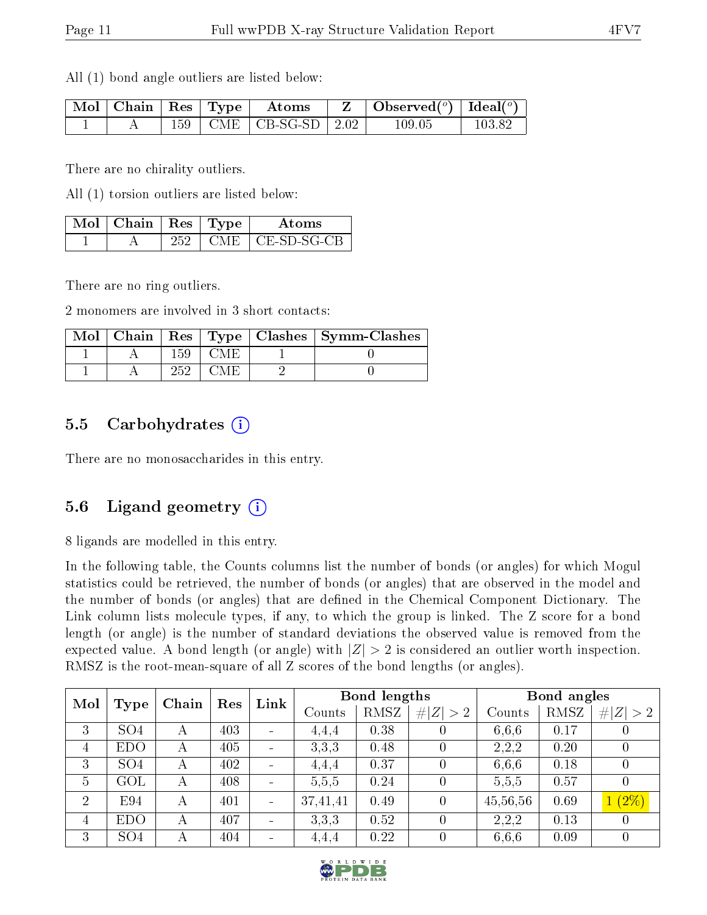All (1) bond angle outliers are listed below:

| Mol | Chain | Res | Type | Atoms | Z | Observed($^o$) | Ideal($^o$) |
|---|---|---|---|---|---|---|---|
| 1 | A | 159 | CME | CB-SG-SD | 2.02 | 109.05 | 103.82 |

There are no chirality outliers.

All (1) torsion outliers are listed below:

| Mol | Chain | Res | Type | Atoms |
|---|---|---|---|---|
| 1 | A | 252 | CME | CE-SD-SG-CB |

There are no ring outliers.

2 monomers are involved in 3 short contacts:

| Mol | Chain | Res | Type | Clashes | Symm-Clashes |
|---|---|---|---|---|---|
| 1 | A | 159 | CME | 1 | 0 |
| 1 | A | 252 | CME | 2 | 0 |

## 5.5 Carbohydrates (i)

There are no monosaccharides in this entry.

## 5.6 Ligand geometry (i)

8 ligands are modelled in this entry.

In the following table, the Counts columns list the number of bonds (or angles) for which Mogul statistics could be retrieved, the number of bonds (or angles) that are observed in the model and the number of bonds (or angles) that are defined in the Chemical Component Dictionary. The Link column lists molecule types, if any, to which the group is linked. The Z score for a bond length (or angle) is the number of standard deviations the observed value is removed from the expected value. A bond length (or angle) with $|Z| > 2$ is considered an outlier worth inspection. RMSZ is the root-mean-square of all Z scores of the bond lengths (or angles).

| Mol | Type | Chain | Res | Link | Bond lengths | | | Bond angles | | |
|---|---|---|---|---|---|---|---|---|---|---|
| | | | | | Counts | RMSZ | $\#\|Z\| > 2$ | Counts | RMSZ | $\#\|Z\| > 2$ |
| 3 | SO4 | A | 403 | - | 4,4,4 | 0.38 | 0 | 6,6,6 | 0.17 | 0 |
| 4 | EDO | A | 405 | - | 3,3,3 | 0.48 | 0 | 2,2,2 | 0.20 | 0 |
| 3 | SO4 | A | 402 | - | 4,4,4 | 0.37 | 0 | 6,6,6 | 0.18 | 0 |
| 5 | GOL | A | 408 | - | 5,5,5 | 0.24 | 0 | 5,5,5 | 0.57 | 0 |
| 2 | E94 | A | 401 | - | 37,41,41 | 0.49 | 0 | 45,56,56 | 0.69 | 1 (2%) |
| 4 | EDO | A | 407 | - | 3,3,3 | 0.52 | 0 | 2,2,2 | 0.13 | 0 |
| 3 | SO4 | A | 404 | - | 4,4,4 | 0.22 | 0 | 6,6,6 | 0.09 | 0 |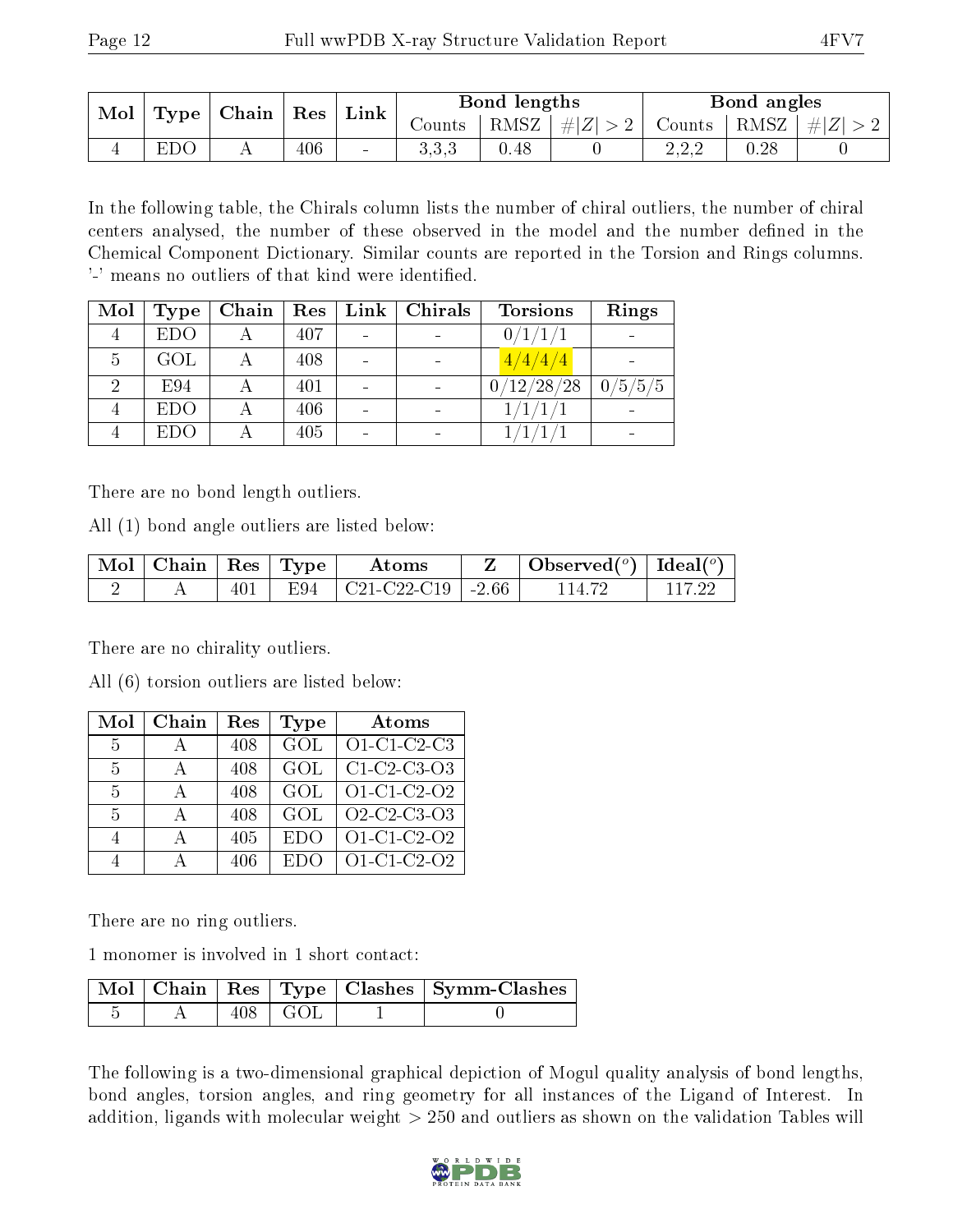| Mol | Type | Chain | Res | Link | Bond lengths | | | Bond angles | | |
|---|---|---|---|---|---|---|---|---|---|---|
| | | | | | Counts | RMSZ | #\|Z\| > 2 | Counts | RMSZ | #\|Z\| > 2 |
| 4 | EDO | A | 406 | - | 3,3,3 | 0.48 | 0 | 2,2,2 | 0.28 | 0 |

In the following table, the Chirals column lists the number of chiral outliers, the number of chiral centers analysed, the number of these observed in the model and the number defined in the Chemical Component Dictionary. Similar counts are reported in the Torsion and Rings columns. '-' means no outliers of that kind were identified.

| Mol | Type | Chain | Res | Link | Chirals | Torsions | Rings |
|---|---|---|---|---|---|---|---|
| 4 | EDO | A | 407 | - | - | 0/1/1/1 | - |
| 5 | GOL | A | 408 | - | - | 4/4/4/4 | - |
| 2 | E94 | A | 401 | - | - | 0/12/28/28 | 0/5/5/5 |
| 4 | EDO | A | 406 | - | - | 1/1/1/1 | - |
| 4 | EDO | A | 405 | - | - | 1/1/1/1 | - |

There are no bond length outliers.

All (1) bond angle outliers are listed below:

| Mol | Chain | Res | Type | Atoms | Z | Observed(°) | Ideal(°) |
|---|---|---|---|---|---|---|---|
| 2 | A | 401 | E94 | C21-C22-C19 | -2.66 | 114.72 | 117.22 |

There are no chirality outliers.

All (6) torsion outliers are listed below:

| Mol | Chain | Res | Type | Atoms |
|---|---|---|---|---|
| 5 | A | 408 | GOL | O1-C1-C2-C3 |
| 5 | A | 408 | GOL | C1-C2-C3-O3 |
| 5 | A | 408 | GOL | O1-C1-C2-O2 |
| 5 | A | 408 | GOL | O2-C2-C3-O3 |
| 4 | A | 405 | EDO | O1-C1-C2-O2 |
| 4 | A | 406 | EDO | O1-C1-C2-O2 |

There are no ring outliers.

1 monomer is involved in 1 short contact:

| Mol | Chain | Res | Type | Clashes | Symm-Clashes |
|---|---|---|---|---|---|
| 5 | A | 408 | GOL | 1 | 0 |

The following is a two-dimensional graphical depiction of Mogul quality analysis of bond lengths, bond angles, torsion angles, and ring geometry for all instances of the Ligand of Interest. In addition, ligands with molecular weight > 250 and outliers as shown on the validation Tables will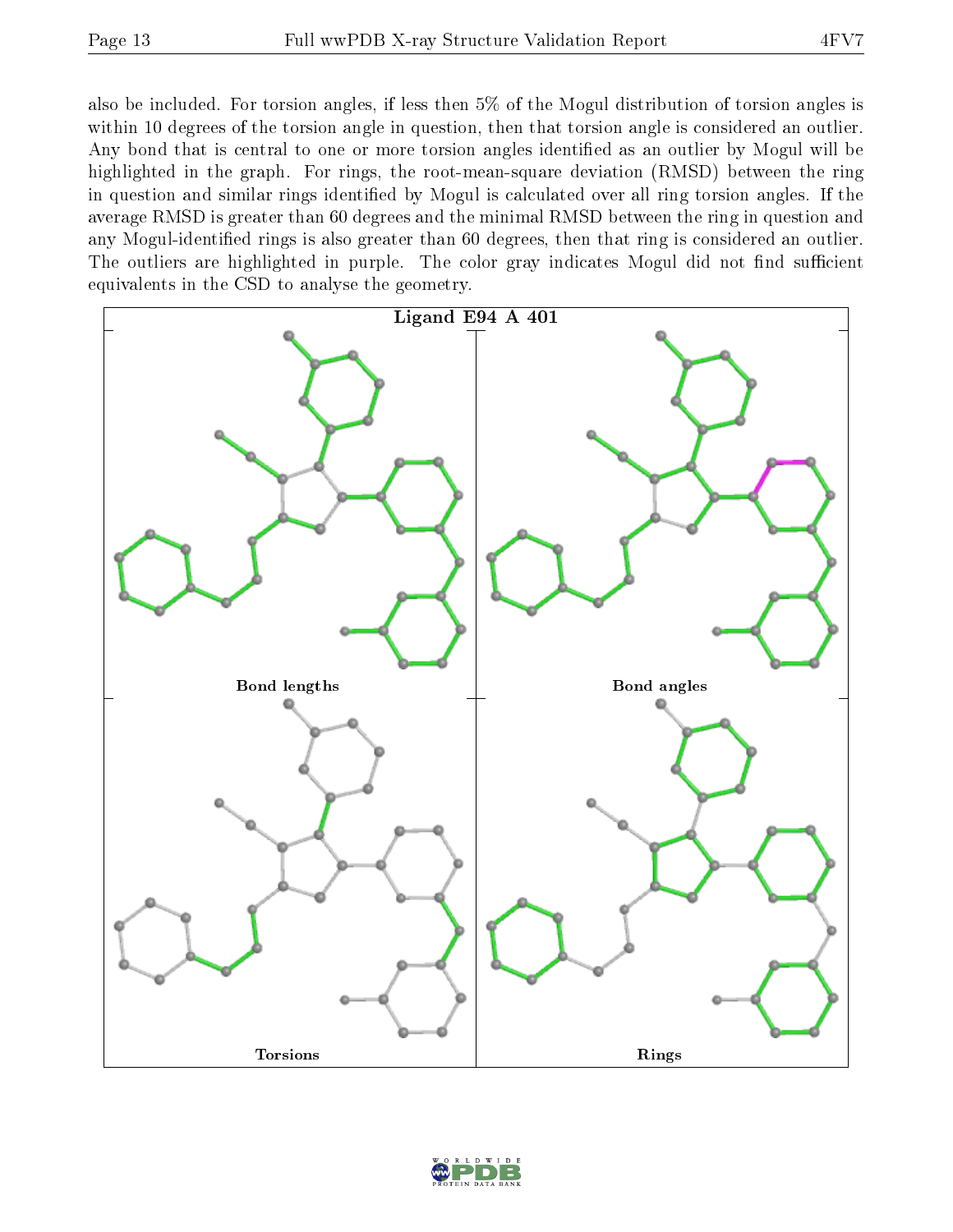also be included. For torsion angles, if less then 5% of the Mogul distribution of torsion angles is within 10 degrees of the torsion angle in question, then that torsion angle is considered an outlier. Any bond that is central to one or more torsion angles identified as an outlier by Mogul will be highlighted in the graph. For rings, the root-mean-square deviation (RMSD) between the ring in question and similar rings identified by Mogul is calculated over all ring torsion angles. If the average RMSD is greater than 60 degrees and the minimal RMSD between the ring in question and any Mogul-identified rings is also greater than 60 degrees, then that ring is considered an outlier. The outliers are highlighted in purple. The color gray indicates Mogul did not find sufficient equivalents in the CSD to analyse the geometry.

**Ligand E94 A 401**

Bond lengths

Bond angles

Torsions

Rings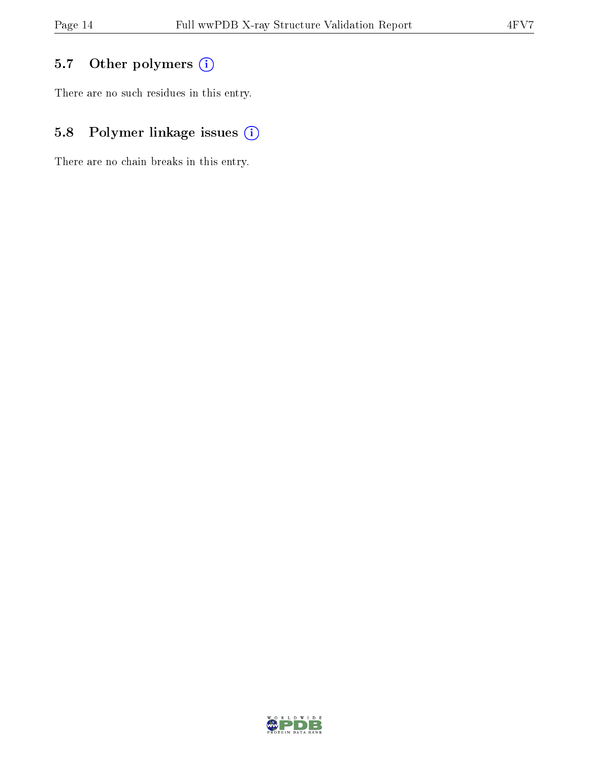### 5.7 Other polymers

There are no such residues in this entry.

### 5.8 Polymer linkage issues

There are no chain breaks in this entry.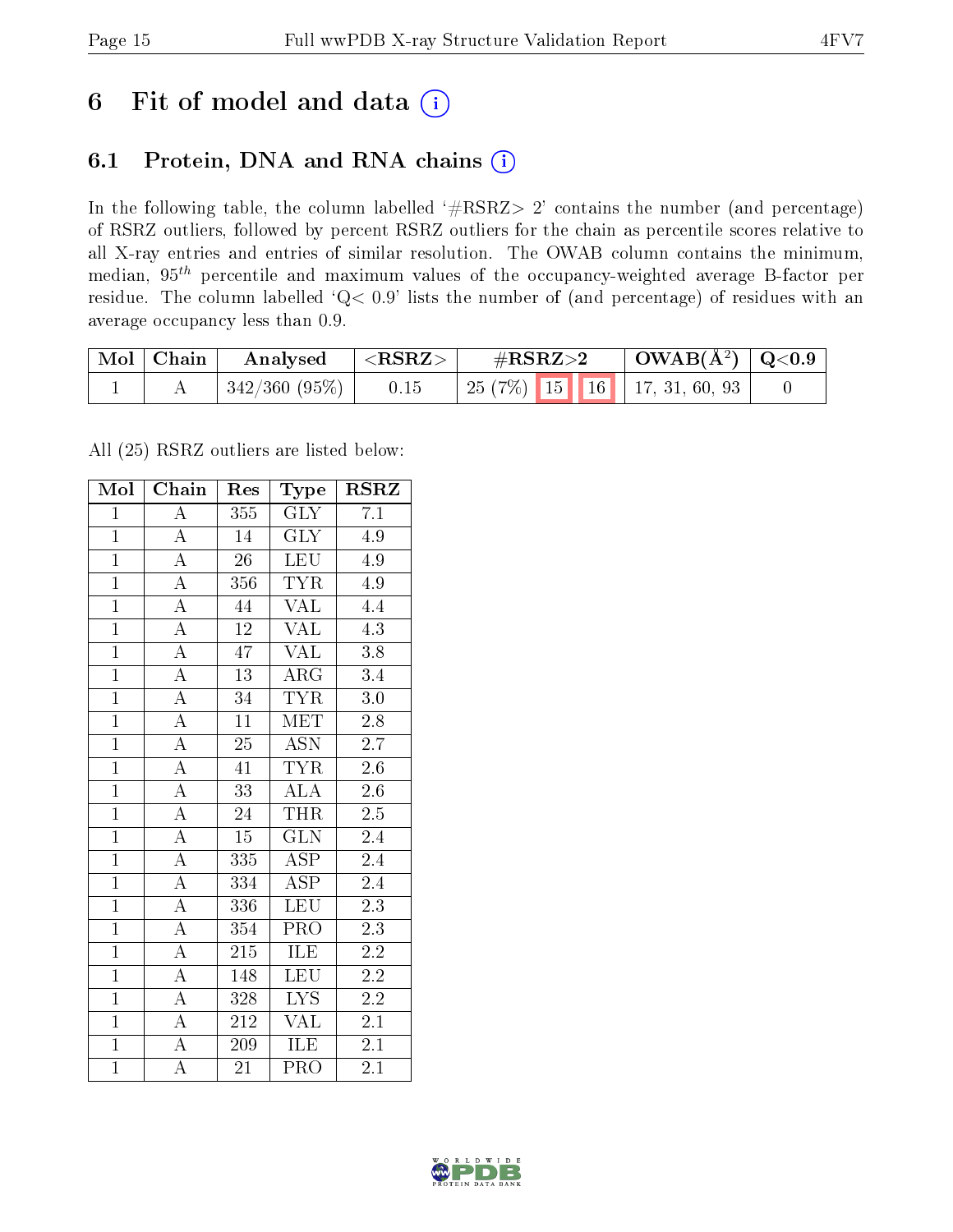# 6 Fit of model and data (i)

## 6.1 Protein, DNA and RNA chains (i)

In the following table, the column labelled '#RSRZ> 2' contains the number (and percentage) of RSRZ outliers, followed by percent RSRZ outliers for the chain as percentile scores relative to all X-ray entries and entries of similar resolution. The OWAB column contains the minimum, median, $95^{th}$ percentile and maximum values of the occupancy-weighted average B-factor per residue. The column labelled 'Q< 0.9' lists the number of (and percentage) of residues with an average occupancy less than 0.9.

| Mol | Chain | Analysed | <RSRZ> | #RSRZ>2 | | | OWAB(Å$^2$) | Q<0.9 |
|---|---|---|---|---|---|---|---|---|
| 1 | A | 342/360 (95%) | 0.15 | 25 (7%) | 15 | 16 | 17, 31, 60, 93 | 0 |

All (25) RSRZ outliers are listed below:

| Mol | Chain | Res | Type | RSRZ |
|---|---|---|---|---|
| 1 | A | 355 | GLY | 7.1 |
| 1 | A | 14 | GLY | 4.9 |
| 1 | A | 26 | LEU | 4.9 |
| 1 | A | 356 | TYR | 4.9 |
| 1 | A | 44 | VAL | 4.4 |
| 1 | A | 12 | VAL | 4.3 |
| 1 | A | 47 | VAL | 3.8 |
| 1 | A | 13 | ARG | 3.4 |
| 1 | A | 34 | TYR | 3.0 |
| 1 | A | 11 | MET | 2.8 |
| 1 | A | 25 | ASN | 2.7 |
| 1 | A | 41 | TYR | 2.6 |
| 1 | A | 33 | ALA | 2.6 |
| 1 | A | 24 | THR | 2.5 |
| 1 | A | 15 | GLN | 2.4 |
| 1 | A | 335 | ASP | 2.4 |
| 1 | A | 334 | ASP | 2.4 |
| 1 | A | 336 | LEU | 2.3 |
| 1 | A | 354 | PRO | 2.3 |
| 1 | A | 215 | ILE | 2.2 |
| 1 | A | 148 | LEU | 2.2 |
| 1 | A | 328 | LYS | 2.2 |
| 1 | A | 212 | VAL | 2.1 |
| 1 | A | 209 | ILE | 2.1 |
| 1 | A | 21 | PRO | 2.1 |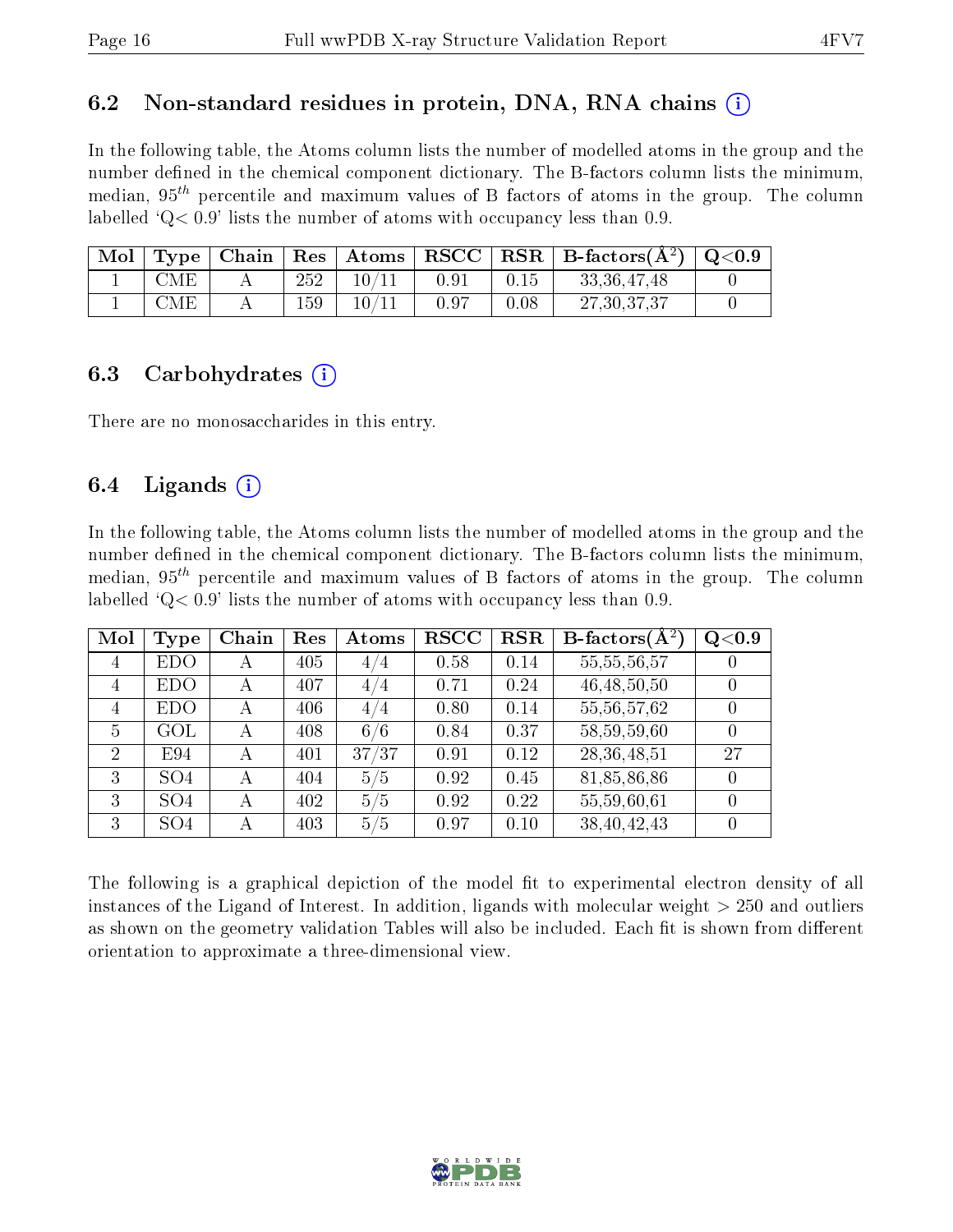## 6.2 Non-standard residues in protein, DNA, RNA chains

In the following table, the Atoms column lists the number of modelled atoms in the group and the number defined in the chemical component dictionary. The B-factors column lists the minimum, median, $95^{th}$ percentile and maximum values of B factors of atoms in the group. The column labelled 'Q< 0.9' lists the number of atoms with occupancy less than 0.9.

| Mol | Type | Chain | Res | Atoms | RSCC | RSR | B-factors(Å$^2$) | Q<0.9 |
|---|---|---|---|---|---|---|---|---|
| 1 | CME | A | 252 | 10/11 | 0.91 | 0.15 | 33,36,47,48 | 0 |
| 1 | CME | A | 159 | 10/11 | 0.97 | 0.08 | 27,30,37,37 | 0 |

## 6.3 Carbohydrates

There are no monosaccharides in this entry.

## 6.4 Ligands

In the following table, the Atoms column lists the number of modelled atoms in the group and the number defined in the chemical component dictionary. The B-factors column lists the minimum, median, $95^{th}$ percentile and maximum values of B factors of atoms in the group. The column labelled 'Q< 0.9' lists the number of atoms with occupancy less than 0.9.

| Mol | Type | Chain | Res | Atoms | RSCC | RSR | B-factors(Å$^2$) | Q<0.9 |
|---|---|---|---|---|---|---|---|---|
| 4 | EDO | A | 405 | 4/4 | 0.58 | 0.14 | 55,55,56,57 | 0 |
| 4 | EDO | A | 407 | 4/4 | 0.71 | 0.24 | 46,48,50,50 | 0 |
| 4 | EDO | A | 406 | 4/4 | 0.80 | 0.14 | 55,56,57,62 | 0 |
| 5 | GOL | A | 408 | 6/6 | 0.84 | 0.37 | 58,59,59,60 | 0 |
| 2 | E94 | A | 401 | 37/37 | 0.91 | 0.12 | 28,36,48,51 | 27 |
| 3 | SO4 | A | 404 | 5/5 | 0.92 | 0.45 | 81,85,86,86 | 0 |
| 3 | SO4 | A | 402 | 5/5 | 0.92 | 0.22 | 55,59,60,61 | 0 |
| 3 | SO4 | A | 403 | 5/5 | 0.97 | 0.10 | 38,40,42,43 | 0 |

The following is a graphical depiction of the model fit to experimental electron density of all instances of the Ligand of Interest. In addition, ligands with molecular weight > 250 and outliers as shown on the geometry validation Tables will also be included. Each fit is shown from different orientation to approximate a three-dimensional view.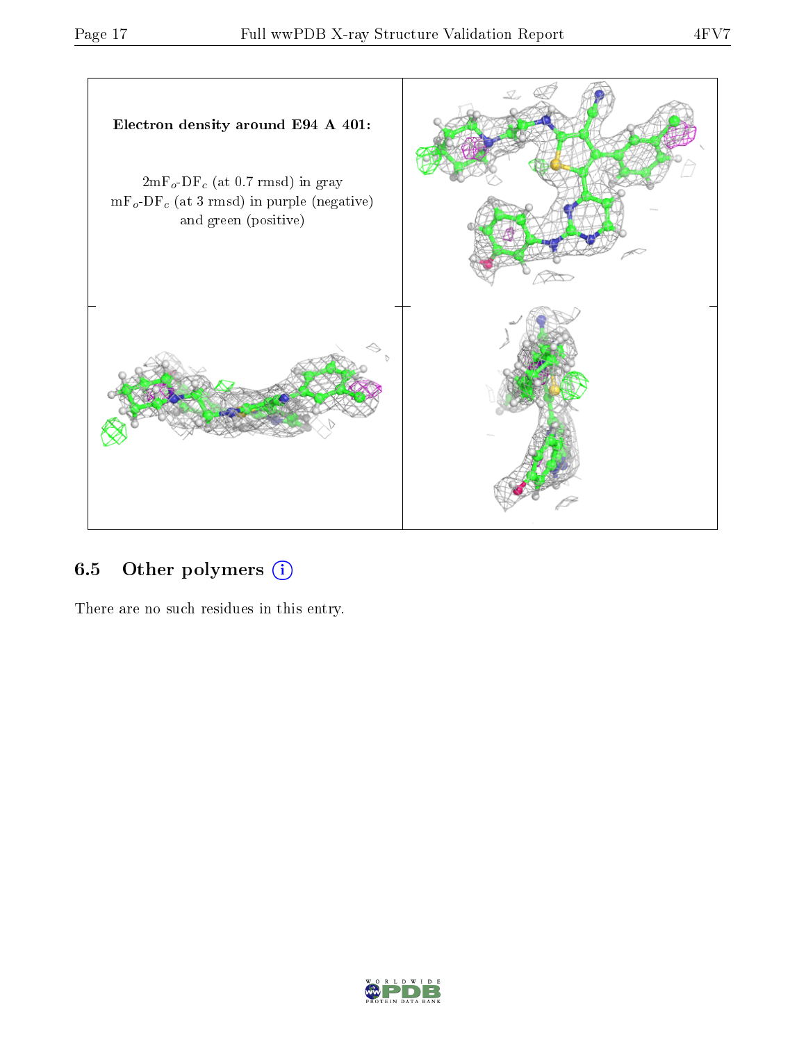**Electron density around E94 A 401:**

$2mF_o$-$DF_c$ (at 0.7 rmsd) in gray
$mF_o$-$DF_c$ (at 3 rmsd) in purple (negative)
and green (positive)

### 6.5 Other polymers

There are no such residues in this entry.